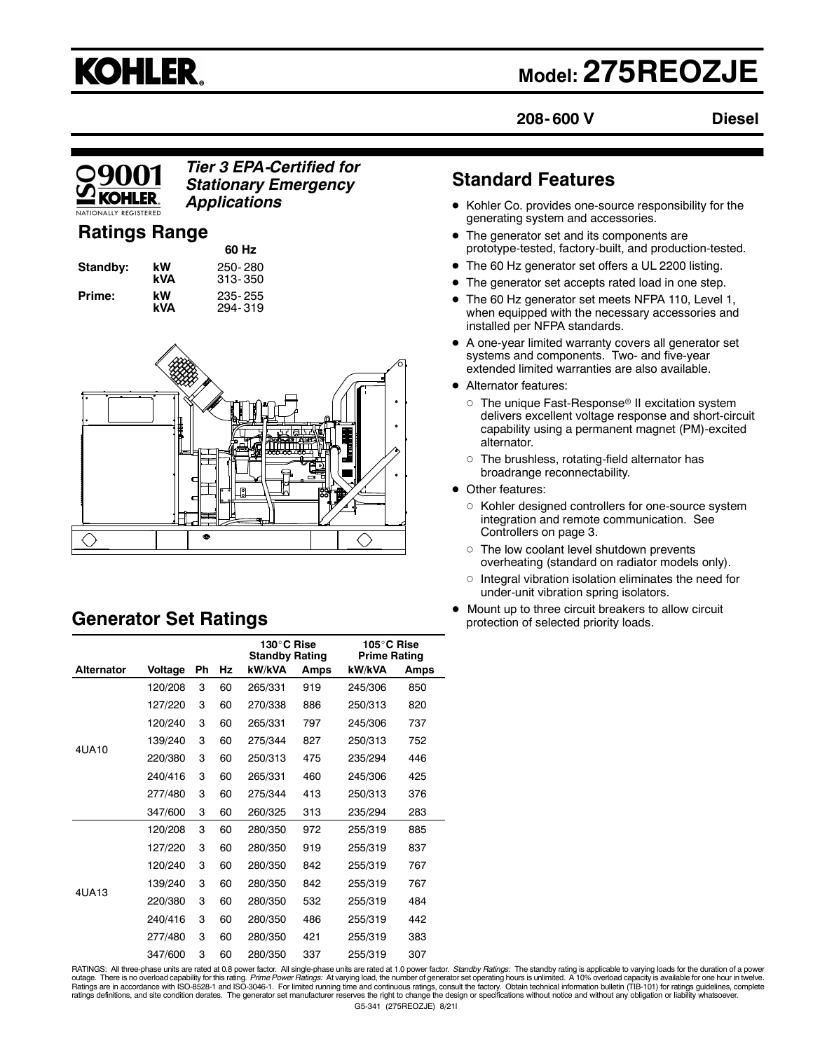# KOHLER.

# Model: 275REOZJE

**208-600 V** **Diesel**

ISO 9001 KOHLER. NATIONALLY REGISTERED

***Tier 3 EPA-Certified for Stationary Emergency Applications***

## Ratings Range

| | | 60 Hz |
|---|---|---|
| **Standby:** | **kW** | 250-280 |
| | **kVA** | 313-350 |
| **Prime:** | **kW** | 235-255 |
| | **kVA** | 294-319 |

## Standard Features

- Kohler Co. provides one-source responsibility for the generating system and accessories.
- The generator set and its components are prototype-tested, factory-built, and production-tested.
- The 60 Hz generator set offers a UL 2200 listing.
- The generator set accepts rated load in one step.
- The 60 Hz generator set meets NFPA 110, Level 1, when equipped with the necessary accessories and installed per NFPA standards.
- A one-year limited warranty covers all generator set systems and components. Two- and five-year extended limited warranties are also available.
- Alternator features:
  - The unique Fast-Response® II excitation system delivers excellent voltage response and short-circuit capability using a permanent magnet (PM)-excited alternator.
  - The brushless, rotating-field alternator has broadrange reconnectability.
- Other features:
  - Kohler designed controllers for one-source system integration and remote communication. See Controllers on page 3.
  - The low coolant level shutdown prevents overheating (standard on radiator models only).
  - Integral vibration isolation eliminates the need for under-unit vibration spring isolators.
- Mount up to three circuit breakers to allow circuit protection of selected priority loads.

## Generator Set Ratings

| | | | | 130°C Rise Standby Rating | | 105°C Rise Prime Rating | |
|---|---|---|---|---|---|---|---|
| **Alternator** | **Voltage** | **Ph** | **Hz** | **kW/kVA** | **Amps** | **kW/kVA** | **Amps** |
| 4UA10 | 120/208 | 3 | 60 | 265/331 | 919 | 245/306 | 850 |
| | 127/220 | 3 | 60 | 270/338 | 886 | 250/313 | 820 |
| | 120/240 | 3 | 60 | 265/331 | 797 | 245/306 | 737 |
| | 139/240 | 3 | 60 | 275/344 | 827 | 250/313 | 752 |
| | 220/380 | 3 | 60 | 250/313 | 475 | 235/294 | 446 |
| | 240/416 | 3 | 60 | 265/331 | 460 | 245/306 | 425 |
| | 277/480 | 3 | 60 | 275/344 | 413 | 250/313 | 376 |
| | 347/600 | 3 | 60 | 260/325 | 313 | 235/294 | 283 |
| 4UA13 | 120/208 | 3 | 60 | 280/350 | 972 | 255/319 | 885 |
| | 127/220 | 3 | 60 | 280/350 | 919 | 255/319 | 837 |
| | 120/240 | 3 | 60 | 280/350 | 842 | 255/319 | 767 |
| | 139/240 | 3 | 60 | 280/350 | 842 | 255/319 | 767 |
| | 220/380 | 3 | 60 | 280/350 | 532 | 255/319 | 484 |
| | 240/416 | 3 | 60 | 280/350 | 486 | 255/319 | 442 |
| | 277/480 | 3 | 60 | 280/350 | 421 | 255/319 | 383 |
| | 347/600 | 3 | 60 | 280/350 | 337 | 255/319 | 307 |

RATINGS: All three-phase units are rated at 0.8 power factor. All single-phase units are rated at 1.0 power factor. *Standby Ratings:* The standby rating is applicable to varying loads for the duration of a power outage. There is no overload capability for this rating. *Prime Power Ratings:* At varying load, the number of generator set operating hours is unlimited. A 10% overload capacity is available for one hour in twelve. Ratings are in accordance with ISO-8528-1 and ISO-3046-1. For limited running time and continuous ratings, consult the factory. Obtain technical information bulletin (TIB-101) for ratings guidelines, complete ratings definitions, and site condition derates. The generator set manufacturer reserves the right to change the design or specifications without notice and without any obligation or liability whatsoever.

G5-341 (275REOZJE) 8/21l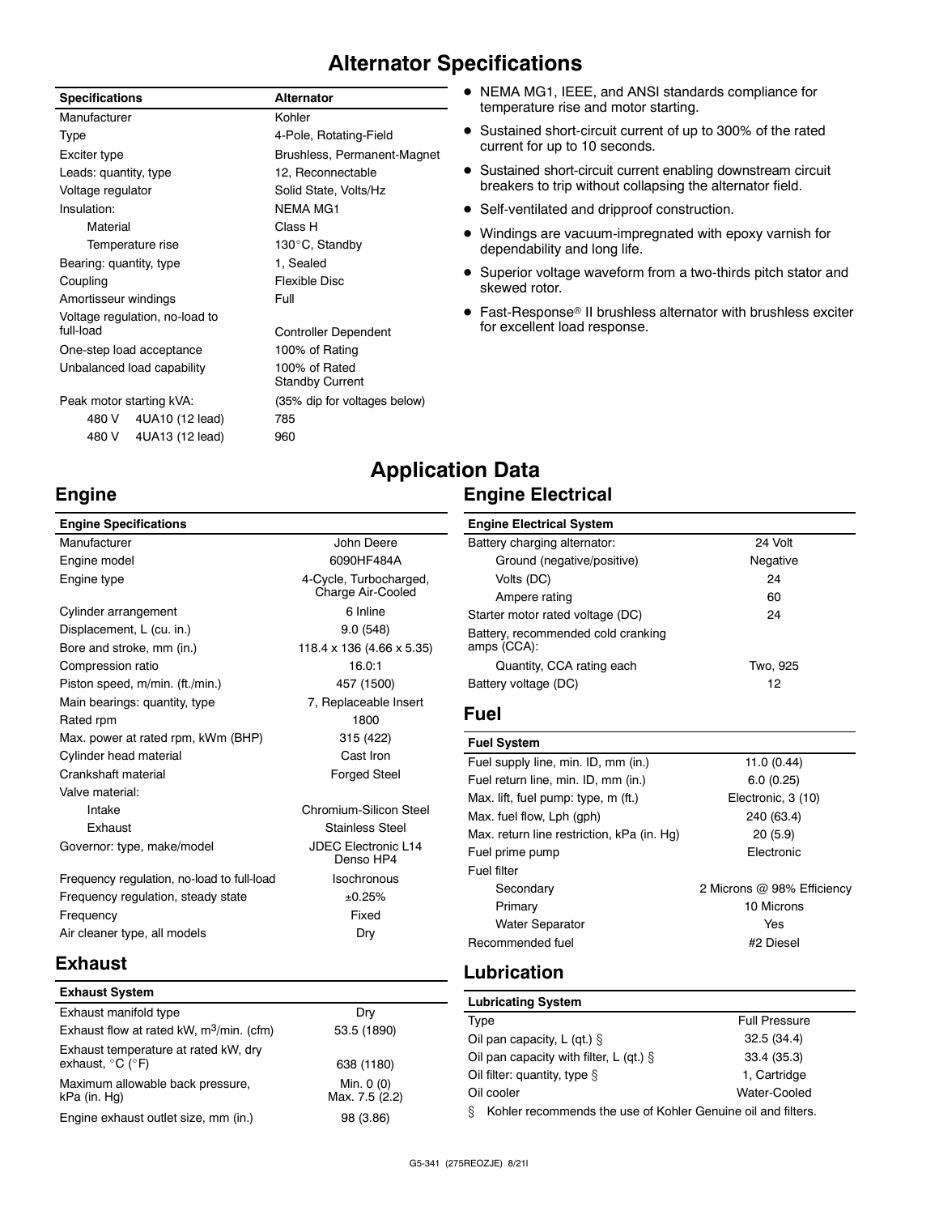# Alternator Specifications

| Specifications | Alternator |
| --- | --- |
| Manufacturer | Kohler |
| Type | 4-Pole, Rotating-Field |
| Exciter type | Brushless, Permanent-Magnet |
| Leads: quantity, type | 12, Reconnectable |
| Voltage regulator | Solid State, Volts/Hz |
| Insulation: | NEMA MG1 |
| Material | Class H |
| Temperature rise | 130°C, Standby |
| Bearing: quantity, type | 1, Sealed |
| Coupling | Flexible Disc |
| Amortisseur windings | Full |
| Voltage regulation, no-load to full-load | Controller Dependent |
| One-step load acceptance | 100% of Rating |
| Unbalanced load capability | 100% of Rated Standby Current |
| Peak motor starting kVA: | (35% dip for voltages below) |
| 480 V 4UA10 (12 lead) | 785 |
| 480 V 4UA13 (12 lead) | 960 |

- NEMA MG1, IEEE, and ANSI standards compliance for temperature rise and motor starting.
- Sustained short-circuit current of up to 300% of the rated current for up to 10 seconds.
- Sustained short-circuit current enabling downstream circuit breakers to trip without collapsing the alternator field.
- Self-ventilated and dripproof construction.
- Windings are vacuum-impregnated with epoxy varnish for dependability and long life.
- Superior voltage waveform from a two-thirds pitch stator and skewed rotor.
- Fast-Response® II brushless alternator with brushless exciter for excellent load response.

# Application Data

## Engine

| Engine Specifications | |
| --- | --- |
| Manufacturer | John Deere |
| Engine model | 6090HF484A |
| Engine type | 4-Cycle, Turbocharged, Charge Air-Cooled |
| Cylinder arrangement | 6 Inline |
| Displacement, L (cu. in.) | 9.0 (548) |
| Bore and stroke, mm (in.) | 118.4 x 136 (4.66 x 5.35) |
| Compression ratio | 16.0:1 |
| Piston speed, m/min. (ft./min.) | 457 (1500) |
| Main bearings: quantity, type | 7, Replaceable Insert |
| Rated rpm | 1800 |
| Max. power at rated rpm, kWm (BHP) | 315 (422) |
| Cylinder head material | Cast Iron |
| Crankshaft material | Forged Steel |
| Valve material: | |
| Intake | Chromium-Silicon Steel |
| Exhaust | Stainless Steel |
| Governor: type, make/model | JDEC Electronic L14 Denso HP4 |
| Frequency regulation, no-load to full-load | Isochronous |
| Frequency regulation, steady state | ±0.25% |
| Frequency | Fixed |
| Air cleaner type, all models | Dry |

## Exhaust

| Exhaust System | |
| --- | --- |
| Exhaust manifold type | Dry |
| Exhaust flow at rated kW, $m^3$/min. (cfm) | 53.5 (1890) |
| Exhaust temperature at rated kW, dry exhaust, °C (°F) | 638 (1180) |
| Maximum allowable back pressure, kPa (in. Hg) | Min. 0 (0) Max. 7.5 (2.2) |
| Engine exhaust outlet size, mm (in.) | 98 (3.86) |

## Engine Electrical

| Engine Electrical System | |
| --- | --- |
| Battery charging alternator: | 24 Volt |
| Ground (negative/positive) | Negative |
| Volts (DC) | 24 |
| Ampere rating | 60 |
| Starter motor rated voltage (DC) | 24 |
| Battery, recommended cold cranking amps (CCA): | |
| Quantity, CCA rating each | Two, 925 |
| Battery voltage (DC) | 12 |

## Fuel

| Fuel System | |
| --- | --- |
| Fuel supply line, min. ID, mm (in.) | 11.0 (0.44) |
| Fuel return line, min. ID, mm (in.) | 6.0 (0.25) |
| Max. lift, fuel pump: type, m (ft.) | Electronic, 3 (10) |
| Max. fuel flow, Lph (gph) | 240 (63.4) |
| Max. return line restriction, kPa (in. Hg) | 20 (5.9) |
| Fuel prime pump | Electronic |
| Fuel filter | |
| Secondary | 2 Microns @ 98% Efficiency |
| Primary | 10 Microns |
| Water Separator | Yes |
| Recommended fuel | #2 Diesel |

## Lubrication

| Lubricating System | |
| --- | --- |
| Type | Full Pressure |
| Oil pan capacity, L (qt.) § | 32.5 (34.4) |
| Oil pan capacity with filter, L (qt.) § | 33.4 (35.3) |
| Oil filter: quantity, type § | 1, Cartridge |
| Oil cooler | Water-Cooled |

§ Kohler recommends the use of Kohler Genuine oil and filters.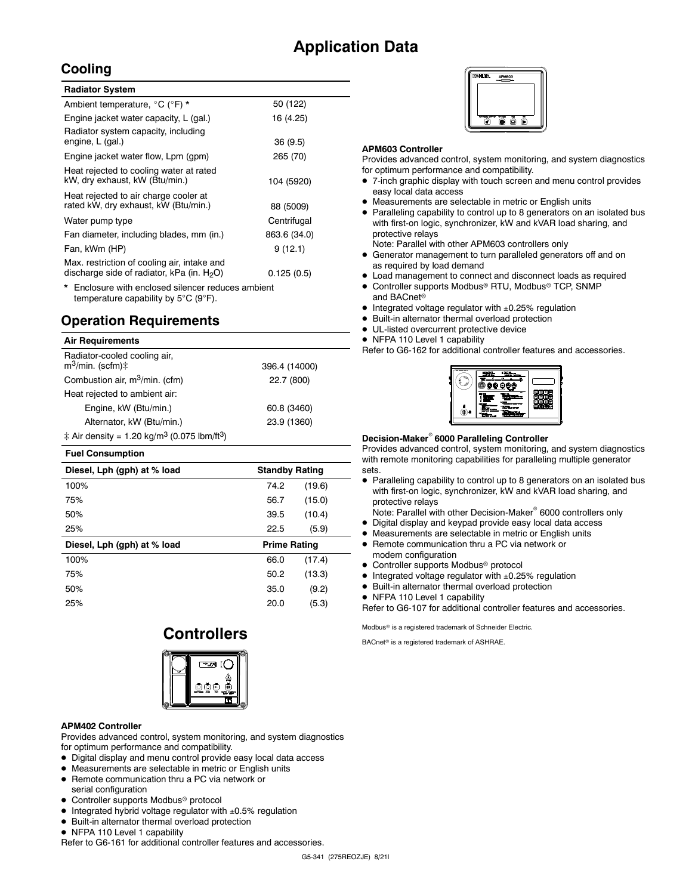# Application Data

## Cooling

| Radiator System | |
|---|---|
| Ambient temperature, °C (°F) * | 50 (122) |
| Engine jacket water capacity, L (gal.) | 16 (4.25) |
| Radiator system capacity, including engine, L (gal.) | 36 (9.5) |
| Engine jacket water flow, Lpm (gpm) | 265 (70) |
| Heat rejected to cooling water at rated kW, dry exhaust, kW (Btu/min.) | 104 (5920) |
| Heat rejected to air charge cooler at rated kW, dry exhaust, kW (Btu/min.) | 88 (5009) |
| Water pump type | Centrifugal |
| Fan diameter, including blades, mm (in.) | 863.6 (34.0) |
| Fan, kWm (HP) | 9 (12.1) |
| Max. restriction of cooling air, intake and discharge side of radiator, kPa (in. $H_2O$) | 0.125 (0.5) |

\* Enclosure with enclosed silencer reduces ambient temperature capability by 5°C (9°F).

## Operation Requirements

| Air Requirements | |
|---|---|
| Radiator-cooled cooling air, $m^3$/min. (scfm)‡ | 396.4 (14000) |
| Combustion air, $m^3$/min. (cfm) | 22.7 (800) |
| Heat rejected to ambient air: | |
| Engine, kW (Btu/min.) | 60.8 (3460) |
| Alternator, kW (Btu/min.) | 23.9 (1360) |

‡ Air density = 1.20 kg/$m^3$ (0.075 lbm/$ft^3$)

**Fuel Consumption**

| Diesel, Lph (gph) at % load | Standby Rating | |
|---|---|---|
| 100% | 74.2 | (19.6) |
| 75% | 56.7 | (15.0) |
| 50% | 39.5 | (10.4) |
| 25% | 22.5 | (5.9) |

| Diesel, Lph (gph) at % load | Prime Rating | |
|---|---|---|
| 100% | 66.0 | (17.4) |
| 75% | 50.2 | (13.3) |
| 50% | 35.0 | (9.2) |
| 25% | 20.0 | (5.3) |

## Controllers

**APM402 Controller**

Provides advanced control, system monitoring, and system diagnostics for optimum performance and compatibility.

- Digital display and menu control provide easy local data access
- Measurements are selectable in metric or English units
- Remote communication thru a PC via network or serial configuration
- Controller supports Modbus® protocol
- Integrated hybrid voltage regulator with ±0.5% regulation
- Built-in alternator thermal overload protection
- NFPA 110 Level 1 capability

Refer to G6-161 for additional controller features and accessories.

**APM603 Controller**

Provides advanced control, system monitoring, and system diagnostics for optimum performance and compatibility.

- 7-inch graphic display with touch screen and menu control provides easy local data access
- Measurements are selectable in metric or English units
- Paralleling capability to control up to 8 generators on an isolated bus with first-on logic, synchronizer, kW and kVAR load sharing, and protective relays
  Note: Parallel with other APM603 controllers only
- Generator management to turn paralleled generators off and on as required by load demand
- Load management to connect and disconnect loads as required
- Controller supports Modbus® RTU, Modbus® TCP, SNMP and BACnet®
- Integrated voltage regulator with ±0.25% regulation
- Built-in alternator thermal overload protection
- UL-listed overcurrent protective device
- NFPA 110 Level 1 capability

Refer to G6-162 for additional controller features and accessories.

**Decision-Maker® 6000 Paralleling Controller**

Provides advanced control, system monitoring, and system diagnostics with remote monitoring capabilities for paralleling multiple generator sets.

- Paralleling capability to control up to 8 generators on an isolated bus with first-on logic, synchronizer, kW and kVAR load sharing, and protective relays
  Note: Parallel with other Decision-Maker® 6000 controllers only
- Digital display and keypad provide easy local data access
- Measurements are selectable in metric or English units
- Remote communication thru a PC via network or modem configuration
- Controller supports Modbus® protocol
- Integrated voltage regulator with ±0.25% regulation
- Built-in alternator thermal overload protection
- NFPA 110 Level 1 capability

Refer to G6-107 for additional controller features and accessories.

Modbus® is a registered trademark of Schneider Electric.

BACnet® is a registered trademark of ASHRAE.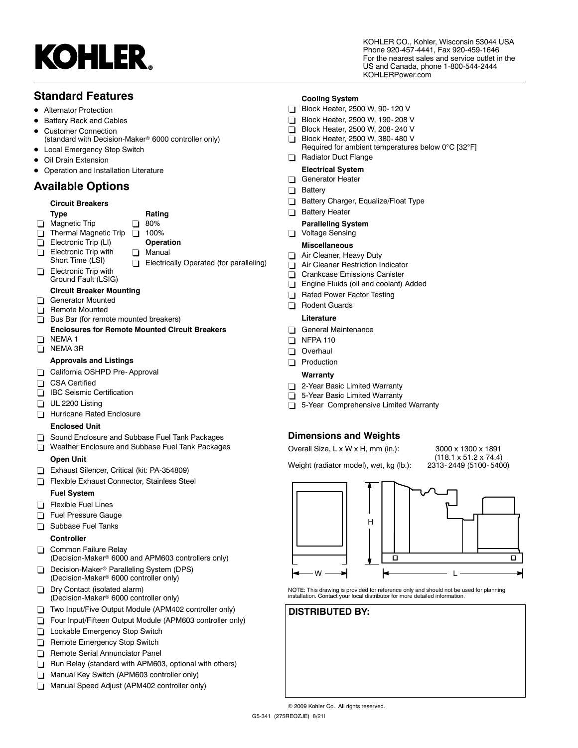# KOHLER.

KOHLER CO., Kohler, Wisconsin 53044 USA
Phone 920-457-4441, Fax 920-459-1646
For the nearest sales and service outlet in the US and Canada, phone 1-800-544-2444
KOHLERPower.com

## Standard Features

- Alternator Protection
- Battery Rack and Cables
- Customer Connection (standard with Decision-Maker® 6000 controller only)
- Local Emergency Stop Switch
- Oil Drain Extension
- Operation and Installation Literature

## Available Options

**Circuit Breakers**

**Type**

- ❑ Magnetic Trip
- ❑ Thermal Magnetic Trip
- ❑ Electronic Trip (LI)
- ❑ Electronic Trip with Short Time (LSI)
- ❑ Electronic Trip with Ground Fault (LSIG)

**Rating**

- ❑ 80%
- ❑ 100%

**Operation**

- ❑ Manual
- ❑ Electrically Operated (for paralleling)

**Circuit Breaker Mounting**

- ❑ Generator Mounted
- ❑ Remote Mounted
- ❑ Bus Bar (for remote mounted breakers)

**Enclosures for Remote Mounted Circuit Breakers**

- ❑ NEMA 1
- ❑ NEMA 3R

**Approvals and Listings**

- ❑ California OSHPD Pre-Approval
- ❑ CSA Certified
- ❑ IBC Seismic Certification
- ❑ UL 2200 Listing
- ❑ Hurricane Rated Enclosure

**Enclosed Unit**

- ❑ Sound Enclosure and Subbase Fuel Tank Packages
- ❑ Weather Enclosure and Subbase Fuel Tank Packages

**Open Unit**

- ❑ Exhaust Silencer, Critical (kit: PA-354809)
- ❑ Flexible Exhaust Connector, Stainless Steel

**Fuel System**

- ❑ Flexible Fuel Lines
- ❑ Fuel Pressure Gauge
- ❑ Subbase Fuel Tanks

**Controller**

- ❑ Common Failure Relay (Decision-Maker® 6000 and APM603 controllers only)
- ❑ Decision-Maker® Paralleling System (DPS) (Decision-Maker® 6000 controller only)
- ❑ Dry Contact (isolated alarm) (Decision-Maker® 6000 controller only)
- ❑ Two Input/Five Output Module (APM402 controller only)
- ❑ Four Input/Fifteen Output Module (APM603 controller only)
- ❑ Lockable Emergency Stop Switch
- ❑ Remote Emergency Stop Switch
- ❑ Remote Serial Annunciator Panel
- ❑ Run Relay (standard with APM603, optional with others)
- ❑ Manual Key Switch (APM603 controller only)
- ❑ Manual Speed Adjust (APM402 controller only)

**Cooling System**

- ❑ Block Heater, 2500 W, 90-120 V
- ❑ Block Heater, 2500 W, 190-208 V
- ❑ Block Heater, 2500 W, 208-240 V
- ❑ Block Heater, 2500 W, 380-480 V
  Required for ambient temperatures below 0°C [32°F]
- ❑ Radiator Duct Flange

**Electrical System**

- ❑ Generator Heater
- ❑ Battery
- ❑ Battery Charger, Equalize/Float Type
- ❑ Battery Heater

**Paralleling System**

- ❑ Voltage Sensing

**Miscellaneous**

- ❑ Air Cleaner, Heavy Duty
- ❑ Air Cleaner Restriction Indicator
- ❑ Crankcase Emissions Canister
- ❑ Engine Fluids (oil and coolant) Added
- ❑ Rated Power Factor Testing
- ❑ Rodent Guards

**Literature**

- ❑ General Maintenance
- ❑ NFPA 110
- ❑ Overhaul
- ❑ Production

**Warranty**

- ❑ 2-Year Basic Limited Warranty
- ❑ 5-Year Basic Limited Warranty
- ❑ 5-Year Comprehensive Limited Warranty

## Dimensions and Weights

| | |
|---|---|
| Overall Size, L x W x H, mm (in.): | 3000 x 1300 x 1891 (118.1 x 51.2 x 74.4) |
| Weight (radiator model), wet, kg (lb.): | 2313-2449 (5100-5400) |

H

W

L

NOTE: This drawing is provided for reference only and should not be used for planning installation. Contact your local distributor for more detailed information.

**DISTRIBUTED BY:**

© 2009 Kohler Co. All rights reserved.

G5-341 (275REOZJE) 8/21l